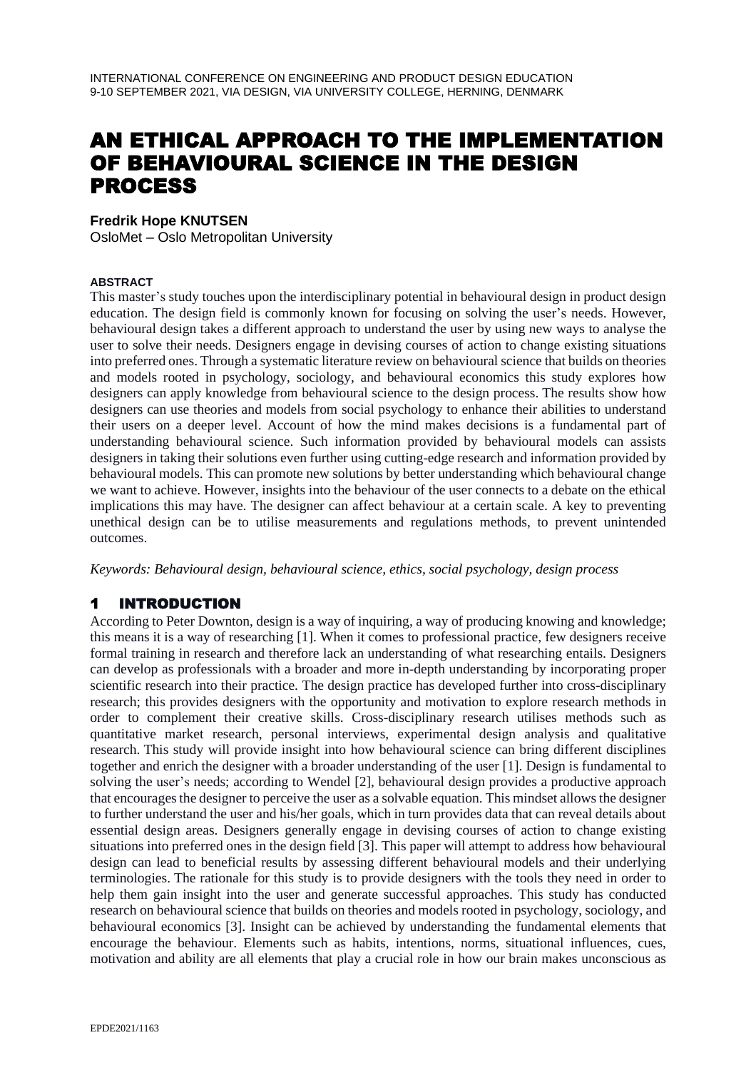# AN ETHICAL APPROACH TO THE IMPLEMENTATION OF BEHAVIOURAL SCIENCE IN THE DESIGN PROCESS

**Fredrik Hope KNUTSEN**
OsloMet – Oslo Metropolitan University

**ABSTRACT**

This master's study touches upon the interdisciplinary potential in behavioural design in product design education. The design field is commonly known for focusing on solving the user's needs. However, behavioural design takes a different approach to understand the user by using new ways to analyse the user to solve their needs. Designers engage in devising courses of action to change existing situations into preferred ones. Through a systematic literature review on behavioural science that builds on theories and models rooted in psychology, sociology, and behavioural economics this study explores how designers can apply knowledge from behavioural science to the design process. The results show how designers can use theories and models from social psychology to enhance their abilities to understand their users on a deeper level. Account of how the mind makes decisions is a fundamental part of understanding behavioural science. Such information provided by behavioural models can assists designers in taking their solutions even further using cutting-edge research and information provided by behavioural models. This can promote new solutions by better understanding which behavioural change we want to achieve. However, insights into the behaviour of the user connects to a debate on the ethical implications this may have. The designer can affect behaviour at a certain scale. A key to preventing unethical design can be to utilise measurements and regulations methods, to prevent unintended outcomes.

*Keywords: Behavioural design, behavioural science, ethics, social psychology, design process*

## 1 INTRODUCTION

According to Peter Downton, design is a way of inquiring, a way of producing knowing and knowledge; this means it is a way of researching [1]. When it comes to professional practice, few designers receive formal training in research and therefore lack an understanding of what researching entails. Designers can develop as professionals with a broader and more in-depth understanding by incorporating proper scientific research into their practice. The design practice has developed further into cross-disciplinary research; this provides designers with the opportunity and motivation to explore research methods in order to complement their creative skills. Cross-disciplinary research utilises methods such as quantitative market research, personal interviews, experimental design analysis and qualitative research. This study will provide insight into how behavioural science can bring different disciplines together and enrich the designer with a broader understanding of the user [1]. Design is fundamental to solving the user's needs; according to Wendel [2], behavioural design provides a productive approach that encourages the designer to perceive the user as a solvable equation. This mindset allows the designer to further understand the user and his/her goals, which in turn provides data that can reveal details about essential design areas. Designers generally engage in devising courses of action to change existing situations into preferred ones in the design field [3]. This paper will attempt to address how behavioural design can lead to beneficial results by assessing different behavioural models and their underlying terminologies. The rationale for this study is to provide designers with the tools they need in order to help them gain insight into the user and generate successful approaches. This study has conducted research on behavioural science that builds on theories and models rooted in psychology, sociology, and behavioural economics [3]. Insight can be achieved by understanding the fundamental elements that encourage the behaviour. Elements such as habits, intentions, norms, situational influences, cues, motivation and ability are all elements that play a crucial role in how our brain makes unconscious as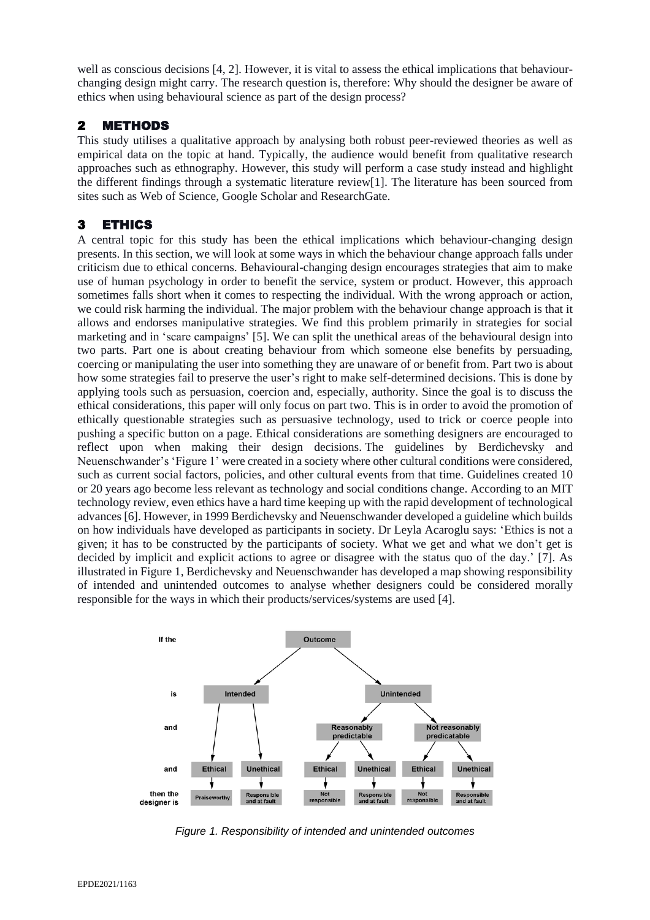well as conscious decisions [4, 2]. However, it is vital to assess the ethical implications that behaviour-changing design might carry. The research question is, therefore: Why should the designer be aware of ethics when using behavioural science as part of the design process?

## 2 METHODS

This study utilises a qualitative approach by analysing both robust peer-reviewed theories as well as empirical data on the topic at hand. Typically, the audience would benefit from qualitative research approaches such as ethnography. However, this study will perform a case study instead and highlight the different findings through a systematic literature review[1]. The literature has been sourced from sites such as Web of Science, Google Scholar and ResearchGate.

## 3 ETHICS

A central topic for this study has been the ethical implications which behaviour-changing design presents. In this section, we will look at some ways in which the behaviour change approach falls under criticism due to ethical concerns. Behavioural-changing design encourages strategies that aim to make use of human psychology in order to benefit the service, system or product. However, this approach sometimes falls short when it comes to respecting the individual. With the wrong approach or action, we could risk harming the individual. The major problem with the behaviour change approach is that it allows and endorses manipulative strategies. We find this problem primarily in strategies for social marketing and in 'scare campaigns' [5]. We can split the unethical areas of the behavioural design into two parts. Part one is about creating behaviour from which someone else benefits by persuading, coercing or manipulating the user into something they are unaware of or benefit from. Part two is about how some strategies fail to preserve the user's right to make self-determined decisions. This is done by applying tools such as persuasion, coercion and, especially, authority. Since the goal is to discuss the ethical considerations, this paper will only focus on part two. This is in order to avoid the promotion of ethically questionable strategies such as persuasive technology, used to trick or coerce people into pushing a specific button on a page. Ethical considerations are something designers are encouraged to reflect upon when making their design decisions. The guidelines by Berdichevsky and Neuenschwander's 'Figure 1' were created in a society where other cultural conditions were considered, such as current social factors, policies, and other cultural events from that time. Guidelines created 10 or 20 years ago become less relevant as technology and social conditions change. According to an MIT technology review, even ethics have a hard time keeping up with the rapid development of technological advances [6]. However, in 1999 Berdichevsky and Neuenschwander developed a guideline which builds on how individuals have developed as participants in society. Dr Leyla Acaroglu says: 'Ethics is not a given; it has to be constructed by the participants of society. What we get and what we don't get is decided by implicit and explicit actions to agree or disagree with the status quo of the day.' [7]. As illustrated in Figure 1, Berdichevsky and Neuenschwander has developed a map showing responsibility of intended and unintended outcomes to analyse whether designers could be considered morally responsible for the ways in which their products/services/systems are used [4].

| If the | Outcome | | | | | |
|---|---|---|---|---|---|---|
| is | Intended | | Unintended | | | |
| and | | | Reasonably predictable | | Not reasonably predicatable | |
| and | Ethical | Unethical | Ethical | Unethical | Ethical | Unethical |
| then the designer is | Praiseworthy | Responsible and at fault | Not responsible | Responsible and at fault | Not responsible | Responsible and at fault |

*Figure 1. Responsibility of intended and unintended outcomes*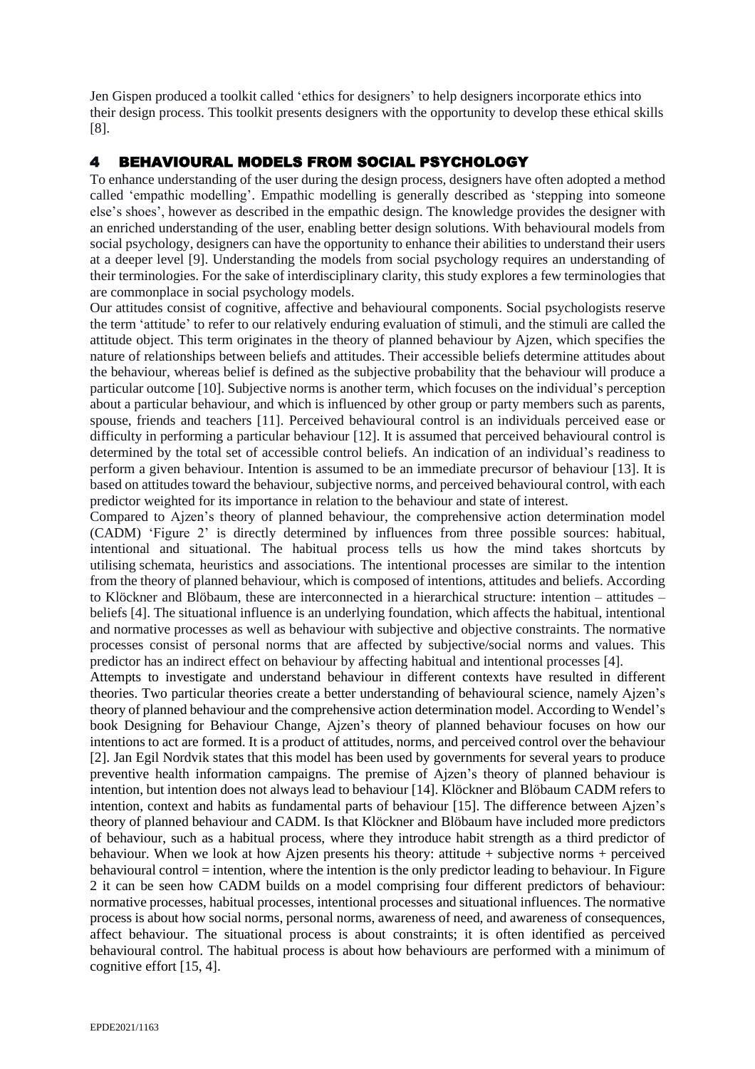Jen Gispen produced a toolkit called 'ethics for designers' to help designers incorporate ethics into their design process. This toolkit presents designers with the opportunity to develop these ethical skills [8].

## 4 BEHAVIOURAL MODELS FROM SOCIAL PSYCHOLOGY

To enhance understanding of the user during the design process, designers have often adopted a method called 'empathic modelling'. Empathic modelling is generally described as 'stepping into someone else's shoes', however as described in the empathic design. The knowledge provides the designer with an enriched understanding of the user, enabling better design solutions. With behavioural models from social psychology, designers can have the opportunity to enhance their abilities to understand their users at a deeper level [9]. Understanding the models from social psychology requires an understanding of their terminologies. For the sake of interdisciplinary clarity, this study explores a few terminologies that are commonplace in social psychology models.

Our attitudes consist of cognitive, affective and behavioural components. Social psychologists reserve the term 'attitude' to refer to our relatively enduring evaluation of stimuli, and the stimuli are called the attitude object. This term originates in the theory of planned behaviour by Ajzen, which specifies the nature of relationships between beliefs and attitudes. Their accessible beliefs determine attitudes about the behaviour, whereas belief is defined as the subjective probability that the behaviour will produce a particular outcome [10]. Subjective norms is another term, which focuses on the individual's perception about a particular behaviour, and which is influenced by other group or party members such as parents, spouse, friends and teachers [11]. Perceived behavioural control is an individuals perceived ease or difficulty in performing a particular behaviour [12]. It is assumed that perceived behavioural control is determined by the total set of accessible control beliefs. An indication of an individual's readiness to perform a given behaviour. Intention is assumed to be an immediate precursor of behaviour [13]. It is based on attitudes toward the behaviour, subjective norms, and perceived behavioural control, with each predictor weighted for its importance in relation to the behaviour and state of interest.

Compared to Ajzen's theory of planned behaviour, the comprehensive action determination model (CADM) 'Figure 2' is directly determined by influences from three possible sources: habitual, intentional and situational. The habitual process tells us how the mind takes shortcuts by utilising schemata, heuristics and associations. The intentional processes are similar to the intention from the theory of planned behaviour, which is composed of intentions, attitudes and beliefs. According to Klöckner and Blöbaum, these are interconnected in a hierarchical structure: intention – attitudes – beliefs [4]. The situational influence is an underlying foundation, which affects the habitual, intentional and normative processes as well as behaviour with subjective and objective constraints. The normative processes consist of personal norms that are affected by subjective/social norms and values. This predictor has an indirect effect on behaviour by affecting habitual and intentional processes [4].

Attempts to investigate and understand behaviour in different contexts have resulted in different theories. Two particular theories create a better understanding of behavioural science, namely Ajzen's theory of planned behaviour and the comprehensive action determination model. According to Wendel's book Designing for Behaviour Change, Ajzen's theory of planned behaviour focuses on how our intentions to act are formed. It is a product of attitudes, norms, and perceived control over the behaviour [2]. Jan Egil Nordvik states that this model has been used by governments for several years to produce preventive health information campaigns. The premise of Ajzen's theory of planned behaviour is intention, but intention does not always lead to behaviour [14]. Klöckner and Blöbaum CADM refers to intention, context and habits as fundamental parts of behaviour [15]. The difference between Ajzen's theory of planned behaviour and CADM. Is that Klöckner and Blöbaum have included more predictors of behaviour, such as a habitual process, where they introduce habit strength as a third predictor of behaviour. When we look at how Ajzen presents his theory: attitude + subjective norms + perceived behavioural control = intention, where the intention is the only predictor leading to behaviour. In Figure 2 it can be seen how CADM builds on a model comprising four different predictors of behaviour: normative processes, habitual processes, intentional processes and situational influences. The normative process is about how social norms, personal norms, awareness of need, and awareness of consequences, affect behaviour. The situational process is about constraints; it is often identified as perceived behavioural control. The habitual process is about how behaviours are performed with a minimum of cognitive effort [15, 4].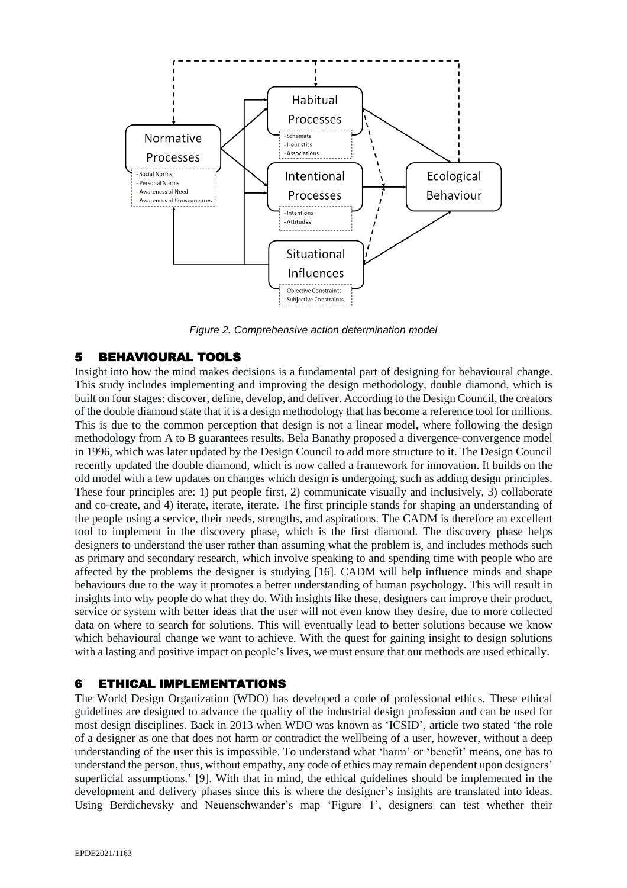*Figure 2. Comprehensive action determination model*

## 5 BEHAVIOURAL TOOLS

Insight into how the mind makes decisions is a fundamental part of designing for behavioural change. This study includes implementing and improving the design methodology, double diamond, which is built on four stages: discover, define, develop, and deliver. According to the Design Council, the creators of the double diamond state that it is a design methodology that has become a reference tool for millions. This is due to the common perception that design is not a linear model, where following the design methodology from A to B guarantees results. Bela Banathy proposed a divergence-convergence model in 1996, which was later updated by the Design Council to add more structure to it. The Design Council recently updated the double diamond, which is now called a framework for innovation. It builds on the old model with a few updates on changes which design is undergoing, such as adding design principles. These four principles are: 1) put people first, 2) communicate visually and inclusively, 3) collaborate and co-create, and 4) iterate, iterate, iterate. The first principle stands for shaping an understanding of the people using a service, their needs, strengths, and aspirations. The CADM is therefore an excellent tool to implement in the discovery phase, which is the first diamond. The discovery phase helps designers to understand the user rather than assuming what the problem is, and includes methods such as primary and secondary research, which involve speaking to and spending time with people who are affected by the problems the designer is studying [16]. CADM will help influence minds and shape behaviours due to the way it promotes a better understanding of human psychology. This will result in insights into why people do what they do. With insights like these, designers can improve their product, service or system with better ideas that the user will not even know they desire, due to more collected data on where to search for solutions. This will eventually lead to better solutions because we know which behavioural change we want to achieve. With the quest for gaining insight to design solutions with a lasting and positive impact on people's lives, we must ensure that our methods are used ethically.

## 6 ETHICAL IMPLEMENTATIONS

The World Design Organization (WDO) has developed a code of professional ethics. These ethical guidelines are designed to advance the quality of the industrial design profession and can be used for most design disciplines. Back in 2013 when WDO was known as 'ICSID', article two stated 'the role of a designer as one that does not harm or contradict the wellbeing of a user, however, without a deep understanding of the user this is impossible. To understand what 'harm' or 'benefit' means, one has to understand the person, thus, without empathy, any code of ethics may remain dependent upon designers' superficial assumptions.' [9]. With that in mind, the ethical guidelines should be implemented in the development and delivery phases since this is where the designer's insights are translated into ideas. Using Berdichevsky and Neuenschwander's map 'Figure 1', designers can test whether their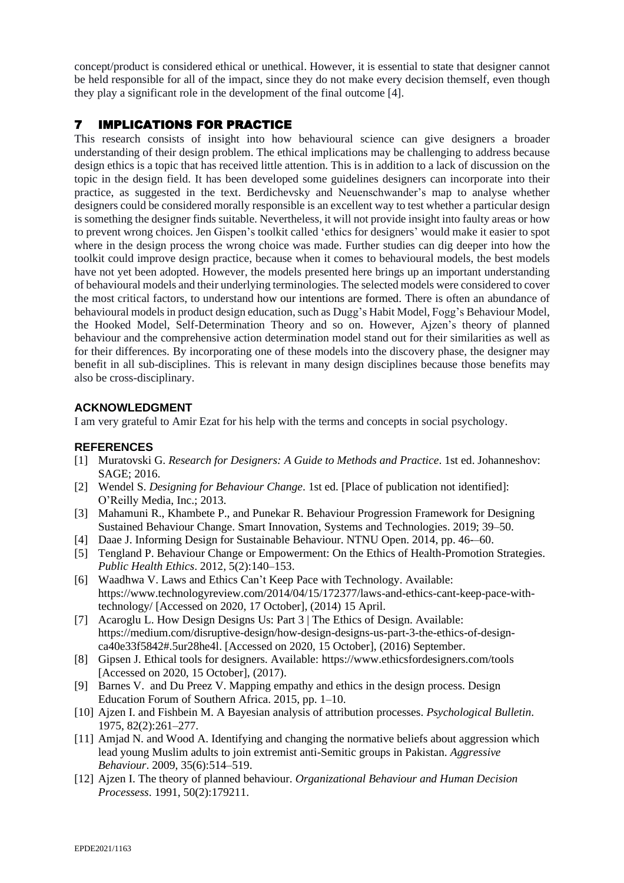concept/product is considered ethical or unethical. However, it is essential to state that designer cannot be held responsible for all of the impact, since they do not make every decision themself, even though they play a significant role in the development of the final outcome [4].

## 7 IMPLICATIONS FOR PRACTICE

This research consists of insight into how behavioural science can give designers a broader understanding of their design problem. The ethical implications may be challenging to address because design ethics is a topic that has received little attention. This is in addition to a lack of discussion on the topic in the design field. It has been developed some guidelines designers can incorporate into their practice, as suggested in the text. Berdichevsky and Neuenschwander's map to analyse whether designers could be considered morally responsible is an excellent way to test whether a particular design is something the designer finds suitable. Nevertheless, it will not provide insight into faulty areas or how to prevent wrong choices. Jen Gispen's toolkit called 'ethics for designers' would make it easier to spot where in the design process the wrong choice was made. Further studies can dig deeper into how the toolkit could improve design practice, because when it comes to behavioural models, the best models have not yet been adopted. However, the models presented here brings up an important understanding of behavioural models and their underlying terminologies. The selected models were considered to cover the most critical factors, to understand how our intentions are formed. There is often an abundance of behavioural models in product design education, such as Dugg's Habit Model, Fogg's Behaviour Model, the Hooked Model, Self-Determination Theory and so on. However, Ajzen's theory of planned behaviour and the comprehensive action determination model stand out for their similarities as well as for their differences. By incorporating one of these models into the discovery phase, the designer may benefit in all sub-disciplines. This is relevant in many design disciplines because those benefits may also be cross-disciplinary.

### ACKNOWLEDGMENT

I am very grateful to Amir Ezat for his help with the terms and concepts in social psychology.

### REFERENCES

[1] Muratovski G. *Research for Designers: A Guide to Methods and Practice*. 1st ed. Johanneshov: SAGE; 2016.

[2] Wendel S. *Designing for Behaviour Change*. 1st ed. [Place of publication not identified]: O'Reilly Media, Inc.; 2013.

[3] Mahamuni R., Khambete P., and Punekar R. Behaviour Progression Framework for Designing Sustained Behaviour Change. Smart Innovation, Systems and Technologies. 2019; 39–50.

[4] Daae J. Informing Design for Sustainable Behaviour. NTNU Open. 2014, pp. 46-–60.

[5] Tengland P. Behaviour Change or Empowerment: On the Ethics of Health-Promotion Strategies. *Public Health Ethics*. 2012, 5(2):140–153.

[6] Waadhwa V. Laws and Ethics Can't Keep Pace with Technology. Available: https://www.technologyreview.com/2014/04/15/172377/laws-and-ethics-cant-keep-pace-with-technology/ [Accessed on 2020, 17 October], (2014) 15 April.

[7] Acaroglu L. How Design Designs Us: Part 3 | The Ethics of Design. Available: https://medium.com/disruptive-design/how-design-designs-us-part-3-the-ethics-of-design-ca40e33f5842#.5ur28he4l. [Accessed on 2020, 15 October], (2016) September.

[8] Gipsen J. Ethical tools for designers. Available: https://www.ethicsfordesigners.com/tools [Accessed on 2020, 15 October], (2017).

[9] Barnes V. and Du Preez V. Mapping empathy and ethics in the design process. Design Education Forum of Southern Africa. 2015, pp. 1–10.

[10] Ajzen I. and Fishbein M. A Bayesian analysis of attribution processes. *Psychological Bulletin*. 1975, 82(2):261–277.

[11] Amjad N. and Wood A. Identifying and changing the normative beliefs about aggression which lead young Muslim adults to join extremist anti-Semitic groups in Pakistan. *Aggressive Behaviour*. 2009, 35(6):514–519.

[12] Ajzen I. The theory of planned behaviour. *Organizational Behaviour and Human Decision Processess*. 1991, 50(2):179211.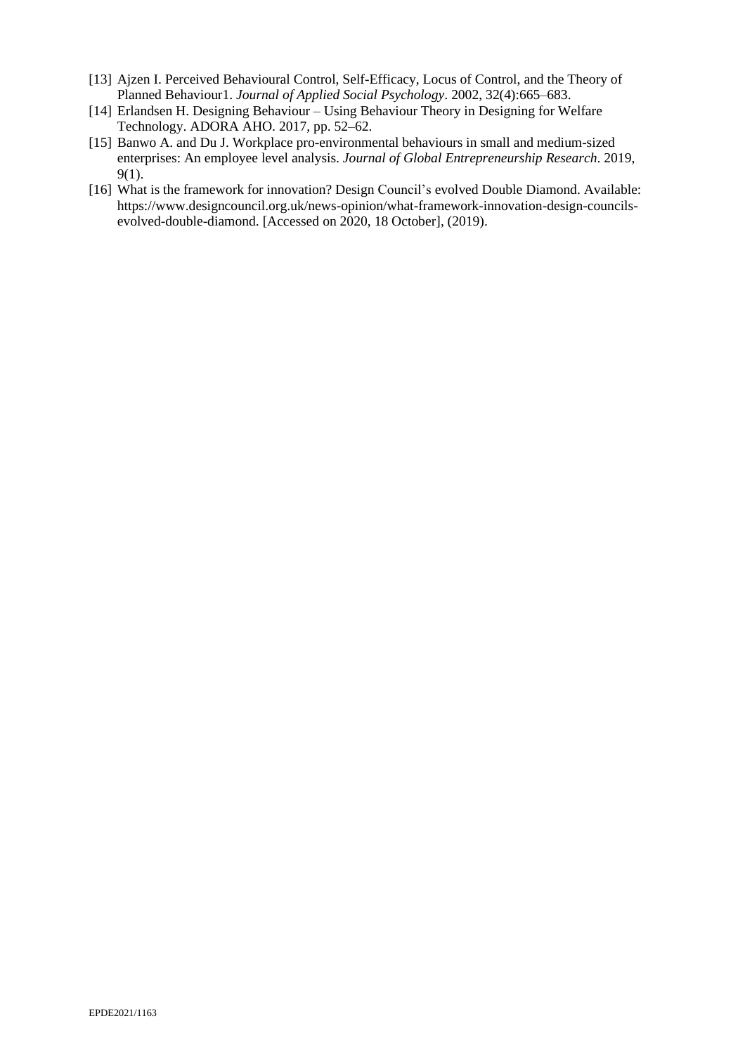[13] Ajzen I. Perceived Behavioural Control, Self-Efficacy, Locus of Control, and the Theory of Planned Behaviour1. *Journal of Applied Social Psychology*. 2002, 32(4):665–683.

[14] Erlandsen H. Designing Behaviour – Using Behaviour Theory in Designing for Welfare Technology. ADORA AHO. 2017, pp. 52–62.

[15] Banwo A. and Du J. Workplace pro-environmental behaviours in small and medium-sized enterprises: An employee level analysis. *Journal of Global Entrepreneurship Research*. 2019, 9(1).

[16] What is the framework for innovation? Design Council's evolved Double Diamond. Available: https://www.designcouncil.org.uk/news-opinion/what-framework-innovation-design-councils-evolved-double-diamond. [Accessed on 2020, 18 October], (2019).